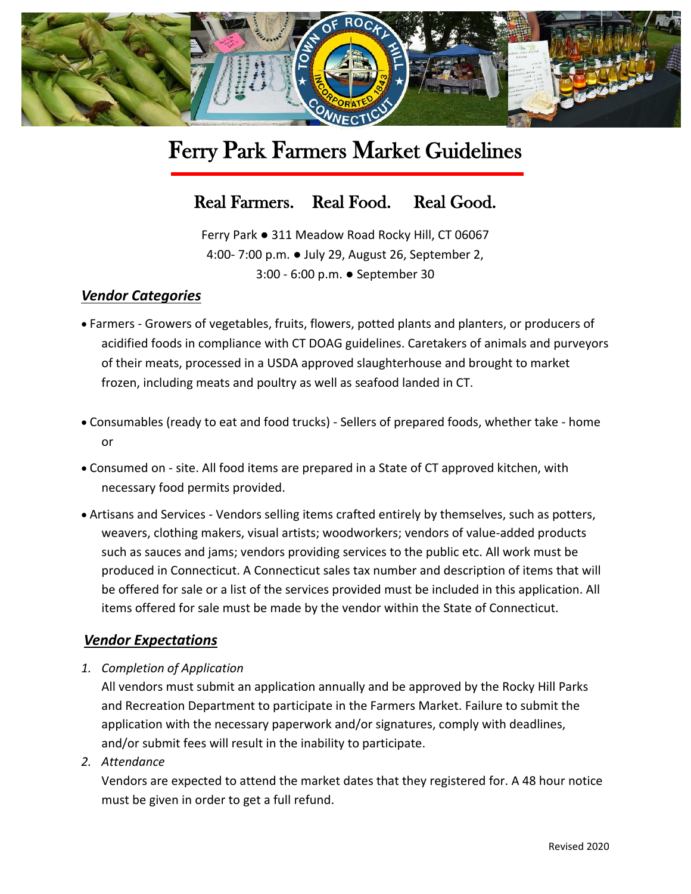# Ferry Park Farmers Market Guidelines

## Real Farmers. Real Food. Real Good.

Ferry Park ● 311 Meadow Road Rocky Hill, CT 06067
4:00- 7:00 p.m. ● July 29, August 26, September 2,
3:00 - 6:00 p.m. ● September 30

### *Vendor Categories*

- Farmers - Growers of vegetables, fruits, flowers, potted plants and planters, or producers of acidified foods in compliance with CT DOAG guidelines. Caretakers of animals and purveyors of their meats, processed in a USDA approved slaughterhouse and brought to market frozen, including meats and poultry as well as seafood landed in CT.

- Consumables (ready to eat and food trucks) - Sellers of prepared foods, whether take - home or
- Consumed on - site. All food items are prepared in a State of CT approved kitchen, with necessary food permits provided.
- Artisans and Services - Vendors selling items crafted entirely by themselves, such as potters, weavers, clothing makers, visual artists; woodworkers; vendors of value-added products such as sauces and jams; vendors providing services to the public etc. All work must be produced in Connecticut. A Connecticut sales tax number and description of items that will be offered for sale or a list of the services provided must be included in this application. All items offered for sale must be made by the vendor within the State of Connecticut.

### *Vendor Expectations*

1. *Completion of Application*
   All vendors must submit an application annually and be approved by the Rocky Hill Parks and Recreation Department to participate in the Farmers Market. Failure to submit the application with the necessary paperwork and/or signatures, comply with deadlines, and/or submit fees will result in the inability to participate.
2. *Attendance*
   Vendors are expected to attend the market dates that they registered for. A 48 hour notice must be given in order to get a full refund.

Revised 2020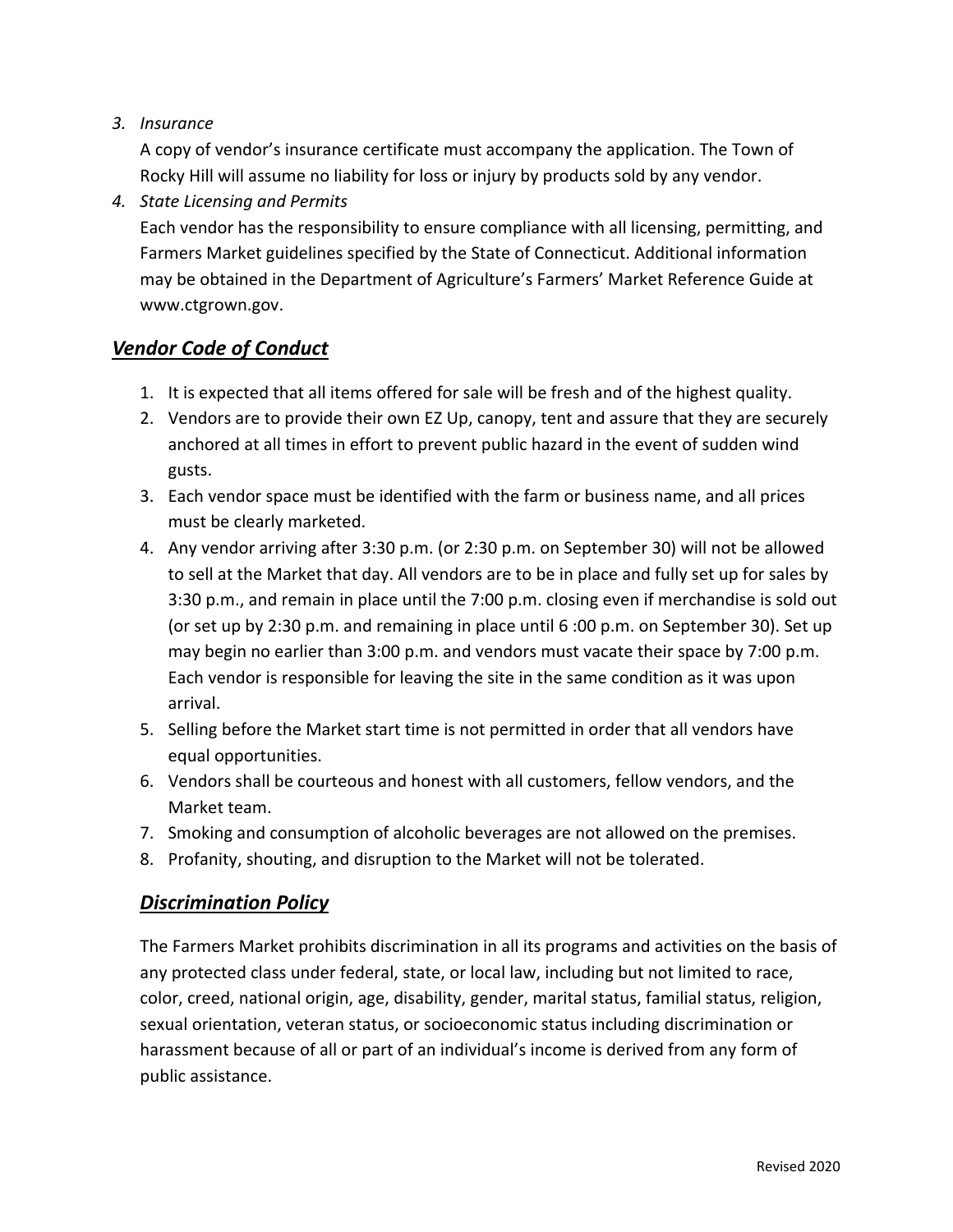3. *Insurance*

   A copy of vendor's insurance certificate must accompany the application. The Town of Rocky Hill will assume no liability for loss or injury by products sold by any vendor.

4. *State Licensing and Permits*

   Each vendor has the responsibility to ensure compliance with all licensing, permitting, and Farmers Market guidelines specified by the State of Connecticut. Additional information may be obtained in the Department of Agriculture's Farmers' Market Reference Guide at www.ctgrown.gov.

## ***Vendor Code of Conduct***

1. It is expected that all items offered for sale will be fresh and of the highest quality.
2. Vendors are to provide their own EZ Up, canopy, tent and assure that they are securely anchored at all times in effort to prevent public hazard in the event of sudden wind gusts.
3. Each vendor space must be identified with the farm or business name, and all prices must be clearly marketed.
4. Any vendor arriving after 3:30 p.m. (or 2:30 p.m. on September 30) will not be allowed to sell at the Market that day. All vendors are to be in place and fully set up for sales by 3:30 p.m., and remain in place until the 7:00 p.m. closing even if merchandise is sold out (or set up by 2:30 p.m. and remaining in place until 6 :00 p.m. on September 30). Set up may begin no earlier than 3:00 p.m. and vendors must vacate their space by 7:00 p.m. Each vendor is responsible for leaving the site in the same condition as it was upon arrival.
5. Selling before the Market start time is not permitted in order that all vendors have equal opportunities.
6. Vendors shall be courteous and honest with all customers, fellow vendors, and the Market team.
7. Smoking and consumption of alcoholic beverages are not allowed on the premises.
8. Profanity, shouting, and disruption to the Market will not be tolerated.

## ***Discrimination Policy***

The Farmers Market prohibits discrimination in all its programs and activities on the basis of any protected class under federal, state, or local law, including but not limited to race, color, creed, national origin, age, disability, gender, marital status, familial status, religion, sexual orientation, veteran status, or socioeconomic status including discrimination or harassment because of all or part of an individual's income is derived from any form of public assistance.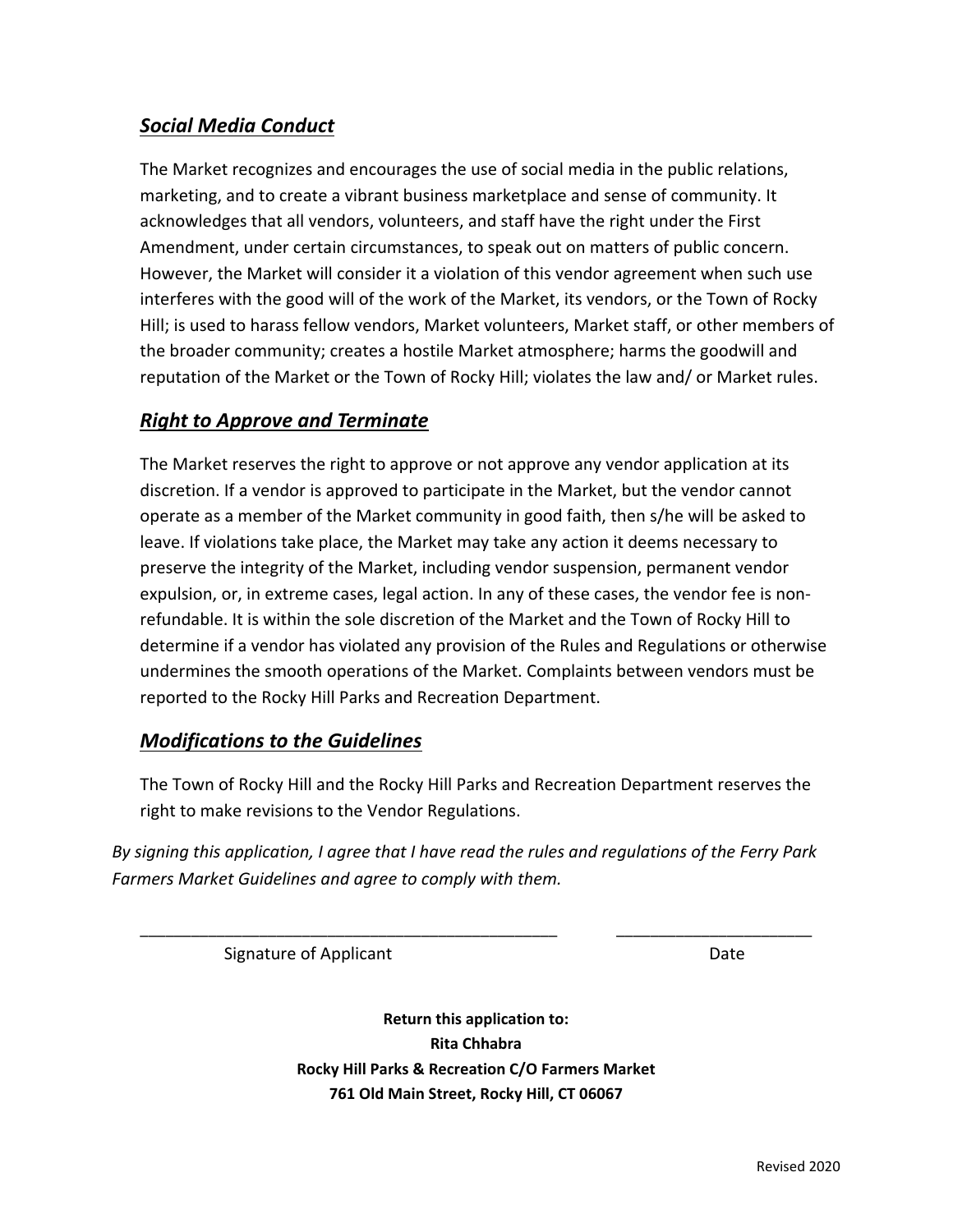## ***Social Media Conduct***

The Market recognizes and encourages the use of social media in the public relations, marketing, and to create a vibrant business marketplace and sense of community. It acknowledges that all vendors, volunteers, and staff have the right under the First Amendment, under certain circumstances, to speak out on matters of public concern. However, the Market will consider it a violation of this vendor agreement when such use interferes with the good will of the work of the Market, its vendors, or the Town of Rocky Hill; is used to harass fellow vendors, Market volunteers, Market staff, or other members of the broader community; creates a hostile Market atmosphere; harms the goodwill and reputation of the Market or the Town of Rocky Hill; violates the law and/ or Market rules.

## ***Right to Approve and Terminate***

The Market reserves the right to approve or not approve any vendor application at its discretion. If a vendor is approved to participate in the Market, but the vendor cannot operate as a member of the Market community in good faith, then s/he will be asked to leave. If violations take place, the Market may take any action it deems necessary to preserve the integrity of the Market, including vendor suspension, permanent vendor expulsion, or, in extreme cases, legal action. In any of these cases, the vendor fee is non-refundable. It is within the sole discretion of the Market and the Town of Rocky Hill to determine if a vendor has violated any provision of the Rules and Regulations or otherwise undermines the smooth operations of the Market. Complaints between vendors must be reported to the Rocky Hill Parks and Recreation Department.

## ***Modifications to the Guidelines***

The Town of Rocky Hill and the Rocky Hill Parks and Recreation Department reserves the right to make revisions to the Vendor Regulations.

*By signing this application, I agree that I have read the rules and regulations of the Ferry Park Farmers Market Guidelines and agree to comply with them.*

\_\_\_\_\_\_\_\_\_\_\_\_\_\_\_\_\_\_\_\_\_\_\_\_\_\_\_\_\_\_\_\_\_\_\_\_\_\_\_\_\_\_\_\_\_ \_\_\_\_\_\_\_\_\_\_\_\_\_\_\_\_\_\_\_\_\_\_

Signature of Applicant Date

**Return this application to:**
**Rita Chhabra**
**Rocky Hill Parks & Recreation C/O Farmers Market**
**761 Old Main Street, Rocky Hill, CT 06067**

Revised 2020